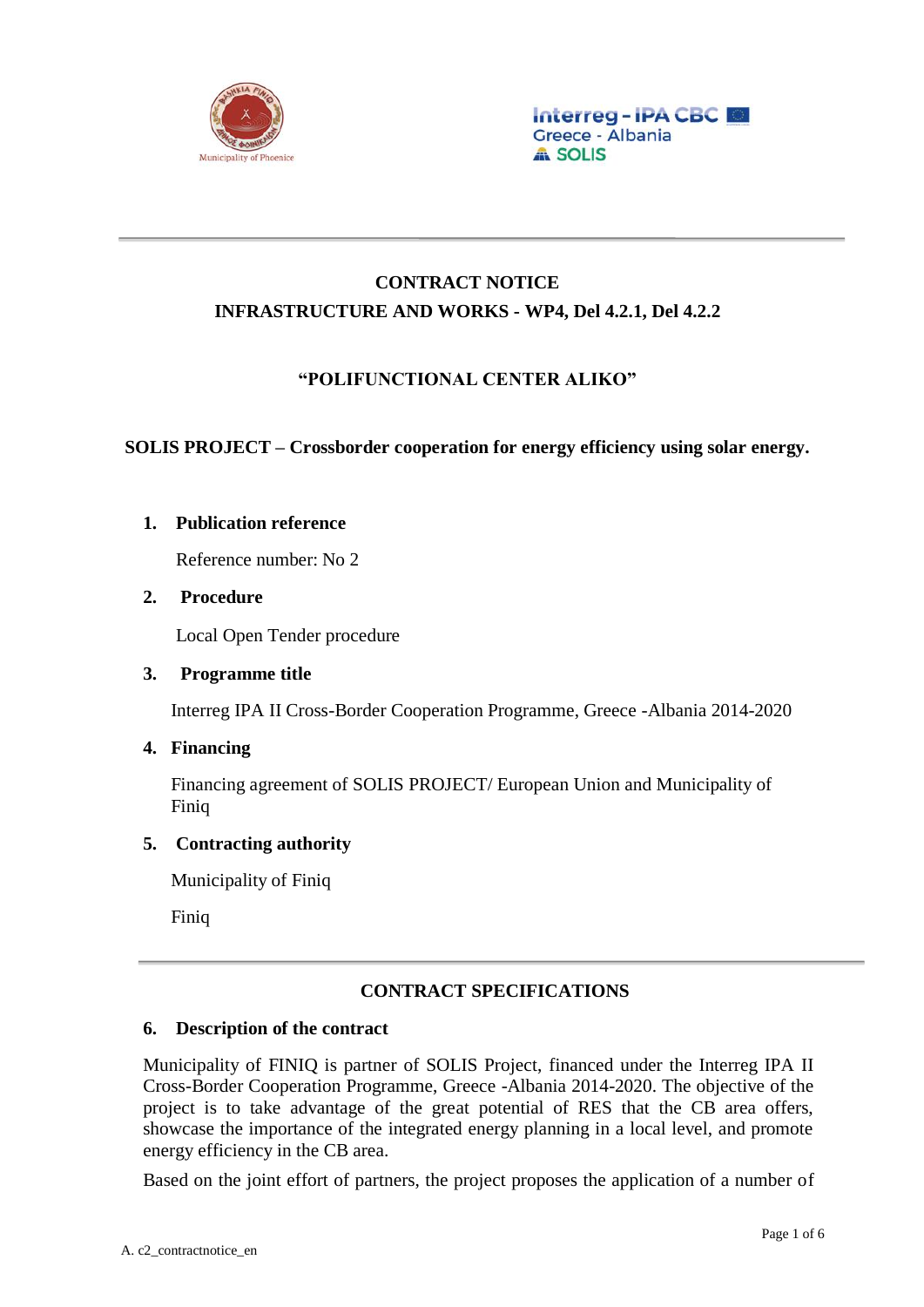# CONTRACT NOTICE

## INFRASTRUCTURE AND WORKS - WP4, Del 4.2.1, Del 4.2.2

## "POLIFUNCTIONAL CENTER ALIKO"

**SOLIS PROJECT – Crossborder cooperation for energy efficiency using solar energy.**

1. **Publication reference**

   Reference number: No 2

2. **Procedure**

   Local Open Tender procedure

3. **Programme title**

   Interreg IPA II Cross-Border Cooperation Programme, Greece -Albania 2014-2020

4. **Financing**

   Financing agreement of SOLIS PROJECT/ European Union and Municipality of Finiq

5. **Contracting authority**

   Municipality of Finiq

   Finiq

## CONTRACT SPECIFICATIONS

6. **Description of the contract**

Municipality of FINIQ is partner of SOLIS Project, financed under the Interreg IPA II Cross-Border Cooperation Programme, Greece -Albania 2014-2020. The objective of the project is to take advantage of the great potential of RES that the CB area offers, showcase the importance of the integrated energy planning in a local level, and promote energy efficiency in the CB area.

Based on the joint effort of partners, the project proposes the application of a number of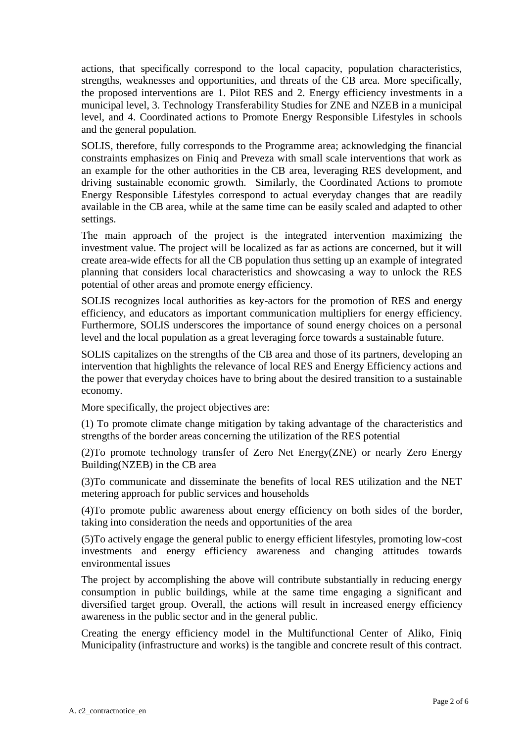actions, that specifically correspond to the local capacity, population characteristics, strengths, weaknesses and opportunities, and threats of the CB area. More specifically, the proposed interventions are 1. Pilot RES and 2. Energy efficiency investments in a municipal level, 3. Technology Transferability Studies for ZNE and NZEB in a municipal level, and 4. Coordinated actions to Promote Energy Responsible Lifestyles in schools and the general population.

SOLIS, therefore, fully corresponds to the Programme area; acknowledging the financial constraints emphasizes on Finiq and Preveza with small scale interventions that work as an example for the other authorities in the CB area, leveraging RES development, and driving sustainable economic growth. Similarly, the Coordinated Actions to promote Energy Responsible Lifestyles correspond to actual everyday changes that are readily available in the CB area, while at the same time can be easily scaled and adapted to other settings.

The main approach of the project is the integrated intervention maximizing the investment value. The project will be localized as far as actions are concerned, but it will create area-wide effects for all the CB population thus setting up an example of integrated planning that considers local characteristics and showcasing a way to unlock the RES potential of other areas and promote energy efficiency.

SOLIS recognizes local authorities as key-actors for the promotion of RES and energy efficiency, and educators as important communication multipliers for energy efficiency. Furthermore, SOLIS underscores the importance of sound energy choices on a personal level and the local population as a great leveraging force towards a sustainable future.

SOLIS capitalizes on the strengths of the CB area and those of its partners, developing an intervention that highlights the relevance of local RES and Energy Efficiency actions and the power that everyday choices have to bring about the desired transition to a sustainable economy.

More specifically, the project objectives are:

(1) To promote climate change mitigation by taking advantage of the characteristics and strengths of the border areas concerning the utilization of the RES potential

(2)To promote technology transfer of Zero Net Energy(ZNE) or nearly Zero Energy Building(NZEB) in the CB area

(3)To communicate and disseminate the benefits of local RES utilization and the NET metering approach for public services and households

(4)To promote public awareness about energy efficiency on both sides of the border, taking into consideration the needs and opportunities of the area

(5)To actively engage the general public to energy efficient lifestyles, promoting low-cost investments and energy efficiency awareness and changing attitudes towards environmental issues

The project by accomplishing the above will contribute substantially in reducing energy consumption in public buildings, while at the same time engaging a significant and diversified target group. Overall, the actions will result in increased energy efficiency awareness in the public sector and in the general public.

Creating the energy efficiency model in the Multifunctional Center of Aliko, Finiq Municipality (infrastructure and works) is the tangible and concrete result of this contract.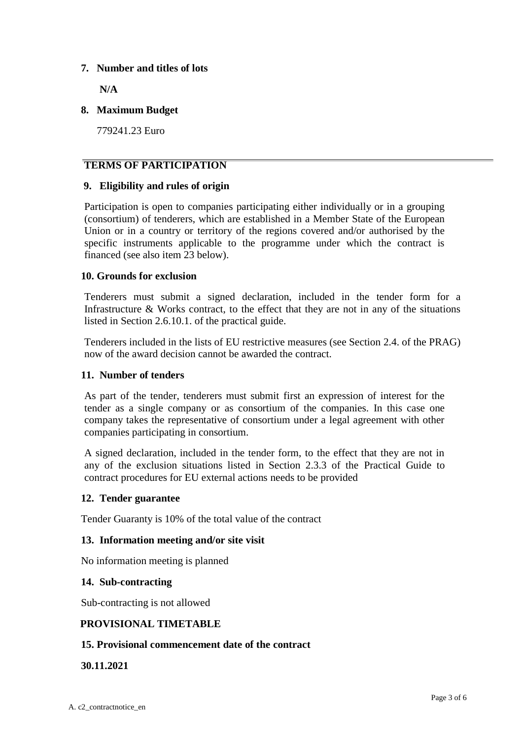**7. Number and titles of lots**

**N/A**

**8. Maximum Budget**

779241.23 Euro

---

## TERMS OF PARTICIPATION

**9. Eligibility and rules of origin**

Participation is open to companies participating either individually or in a grouping (consortium) of tenderers, which are established in a Member State of the European Union or in a country or territory of the regions covered and/or authorised by the specific instruments applicable to the programme under which the contract is financed (see also item 23 below).

**10. Grounds for exclusion**

Tenderers must submit a signed declaration, included in the tender form for a Infrastructure & Works contract, to the effect that they are not in any of the situations listed in Section 2.6.10.1. of the practical guide.

Tenderers included in the lists of EU restrictive measures (see Section 2.4. of the PRAG) now of the award decision cannot be awarded the contract.

**11. Number of tenders**

As part of the tender, tenderers must submit first an expression of interest for the tender as a single company or as consortium of the companies. In this case one company takes the representative of consortium under a legal agreement with other companies participating in consortium.

A signed declaration, included in the tender form, to the effect that they are not in any of the exclusion situations listed in Section 2.3.3 of the Practical Guide to contract procedures for EU external actions needs to be provided

**12. Tender guarantee**

Tender Guaranty is 10% of the total value of the contract

**13. Information meeting and/or site visit**

No information meeting is planned

**14. Sub-contracting**

Sub-contracting is not allowed

## PROVISIONAL TIMETABLE

**15. Provisional commencement date of the contract**

**30.11.2021**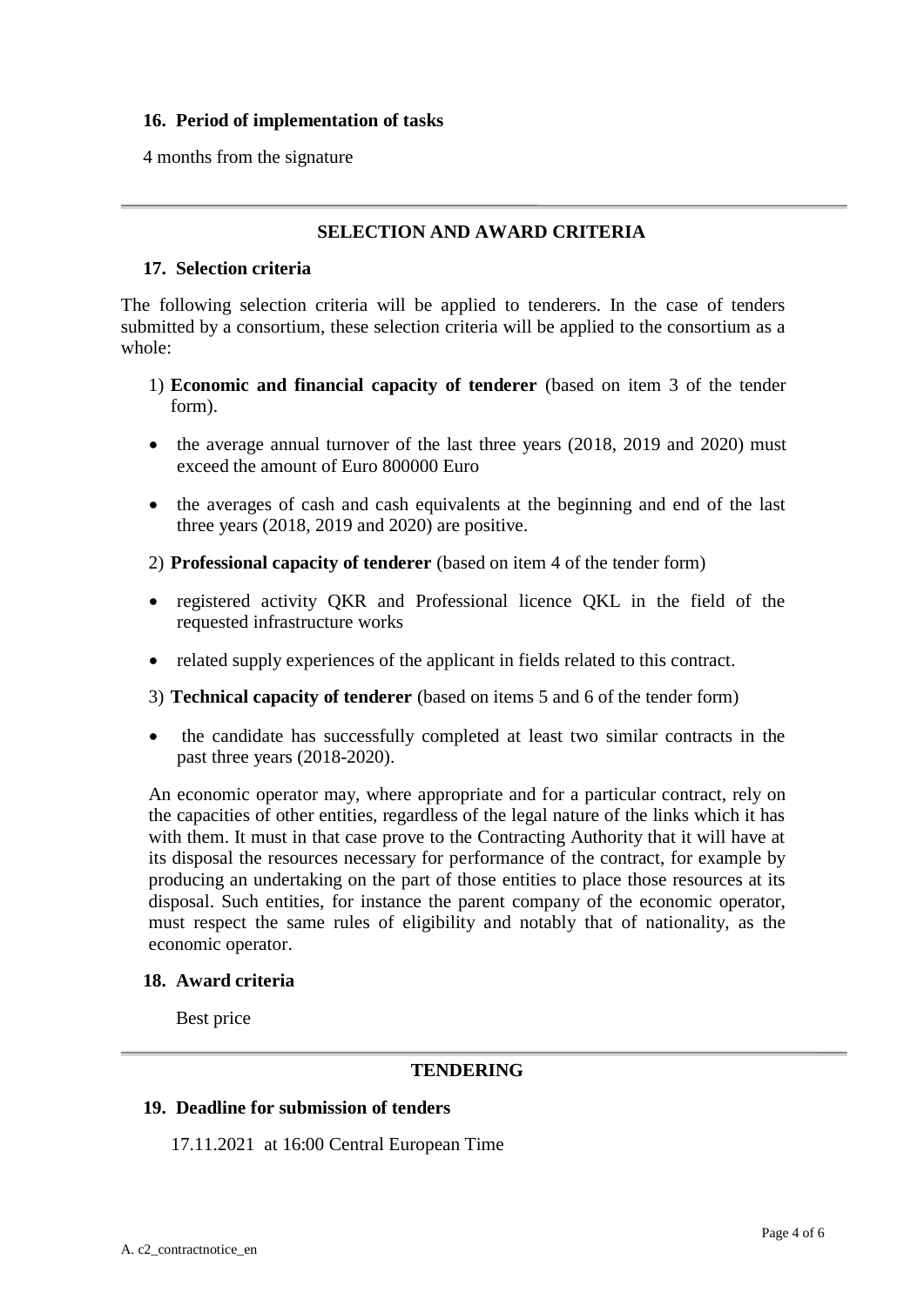### 16. Period of implementation of tasks

4 months from the signature

---

## SELECTION AND AWARD CRITERIA

### 17. Selection criteria

The following selection criteria will be applied to tenderers. In the case of tenders submitted by a consortium, these selection criteria will be applied to the consortium as a whole:

1) **Economic and financial capacity of tenderer** (based on item 3 of the tender form).

- the average annual turnover of the last three years (2018, 2019 and 2020) must exceed the amount of Euro 800000 Euro
- the averages of cash and cash equivalents at the beginning and end of the last three years (2018, 2019 and 2020) are positive.

2) **Professional capacity of tenderer** (based on item 4 of the tender form)

- registered activity QKR and Professional licence QKL in the field of the requested infrastructure works
- related supply experiences of the applicant in fields related to this contract.

3) **Technical capacity of tenderer** (based on items 5 and 6 of the tender form)

- the candidate has successfully completed at least two similar contracts in the past three years (2018-2020).

An economic operator may, where appropriate and for a particular contract, rely on the capacities of other entities, regardless of the legal nature of the links which it has with them. It must in that case prove to the Contracting Authority that it will have at its disposal the resources necessary for performance of the contract, for example by producing an undertaking on the part of those entities to place those resources at its disposal. Such entities, for instance the parent company of the economic operator, must respect the same rules of eligibility and notably that of nationality, as the economic operator.

### 18. Award criteria

Best price

---

## TENDERING

### 19. Deadline for submission of tenders

17.11.2021 at 16:00 Central European Time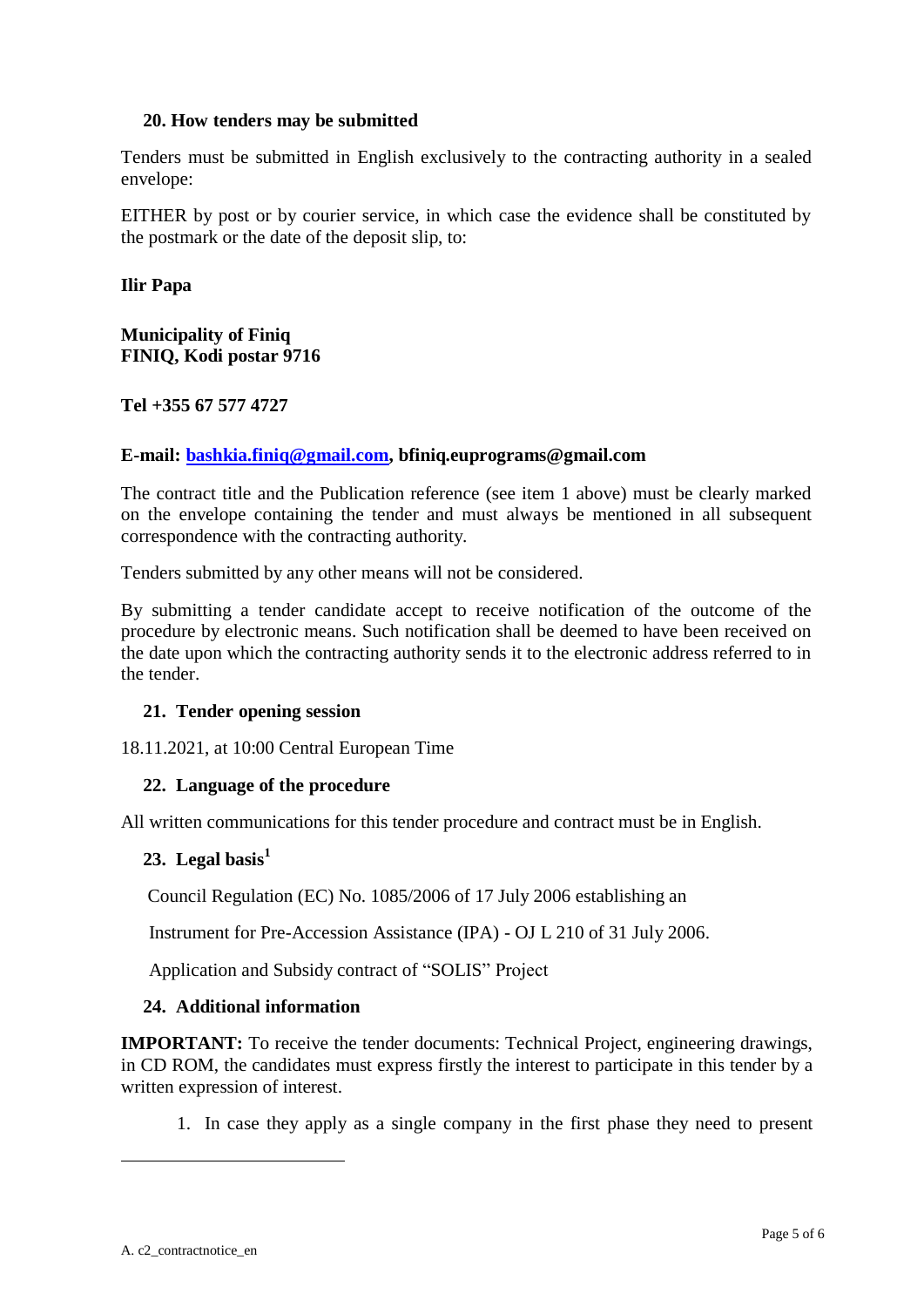## 20. How tenders may be submitted

Tenders must be submitted in English exclusively to the contracting authority in a sealed envelope:

EITHER by post or by courier service, in which case the evidence shall be constituted by the postmark or the date of the deposit slip, to:

**Ilir Papa**

**Municipality of Finiq**
**FINIQ, Kodi postar 9716**

**Tel +355 67 577 4727**

**E-mail: bashkia.finiq@gmail.com, bfiniq.euprograms@gmail.com**

The contract title and the Publication reference (see item 1 above) must be clearly marked on the envelope containing the tender and must always be mentioned in all subsequent correspondence with the contracting authority.

Tenders submitted by any other means will not be considered.

By submitting a tender candidate accept to receive notification of the outcome of the procedure by electronic means. Such notification shall be deemed to have been received on the date upon which the contracting authority sends it to the electronic address referred to in the tender.

## 21. Tender opening session

18.11.2021, at 10:00 Central European Time

## 22. Language of the procedure

All written communications for this tender procedure and contract must be in English.

## 23. Legal basis[1]

Council Regulation (EC) No. 1085/2006 of 17 July 2006 establishing an

Instrument for Pre-Accession Assistance (IPA) - OJ L 210 of 31 July 2006.

Application and Subsidy contract of "SOLIS" Project

## 24. Additional information

**IMPORTANT:** To receive the tender documents: Technical Project, engineering drawings, in CD ROM, the candidates must express firstly the interest to participate in this tender by a written expression of interest.

1. In case they apply as a single company in the first phase they need to present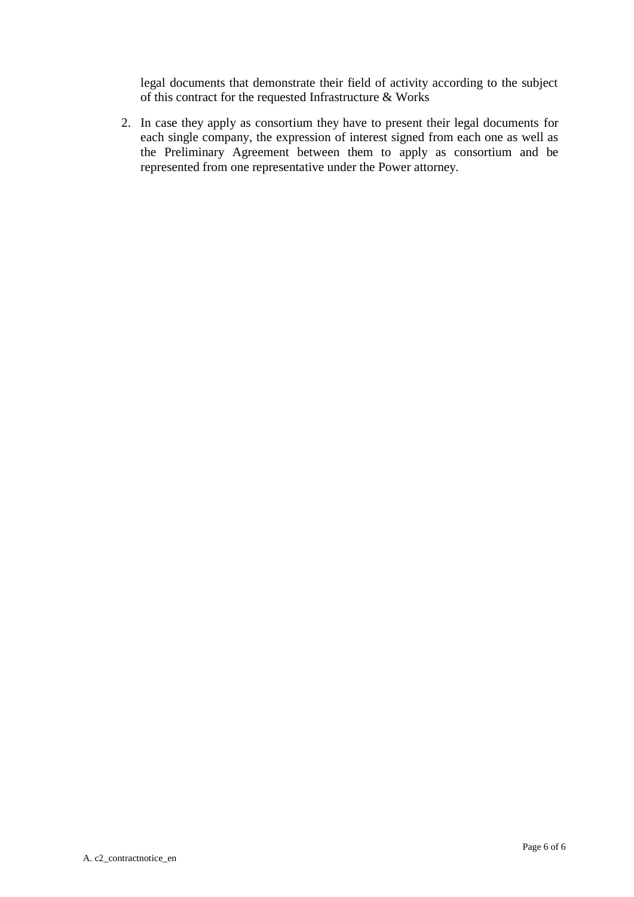legal documents that demonstrate their field of activity according to the subject of this contract for the requested Infrastructure & Works

2. In case they apply as consortium they have to present their legal documents for each single company, the expression of interest signed from each one as well as the Preliminary Agreement between them to apply as consortium and be represented from one representative under the Power attorney.